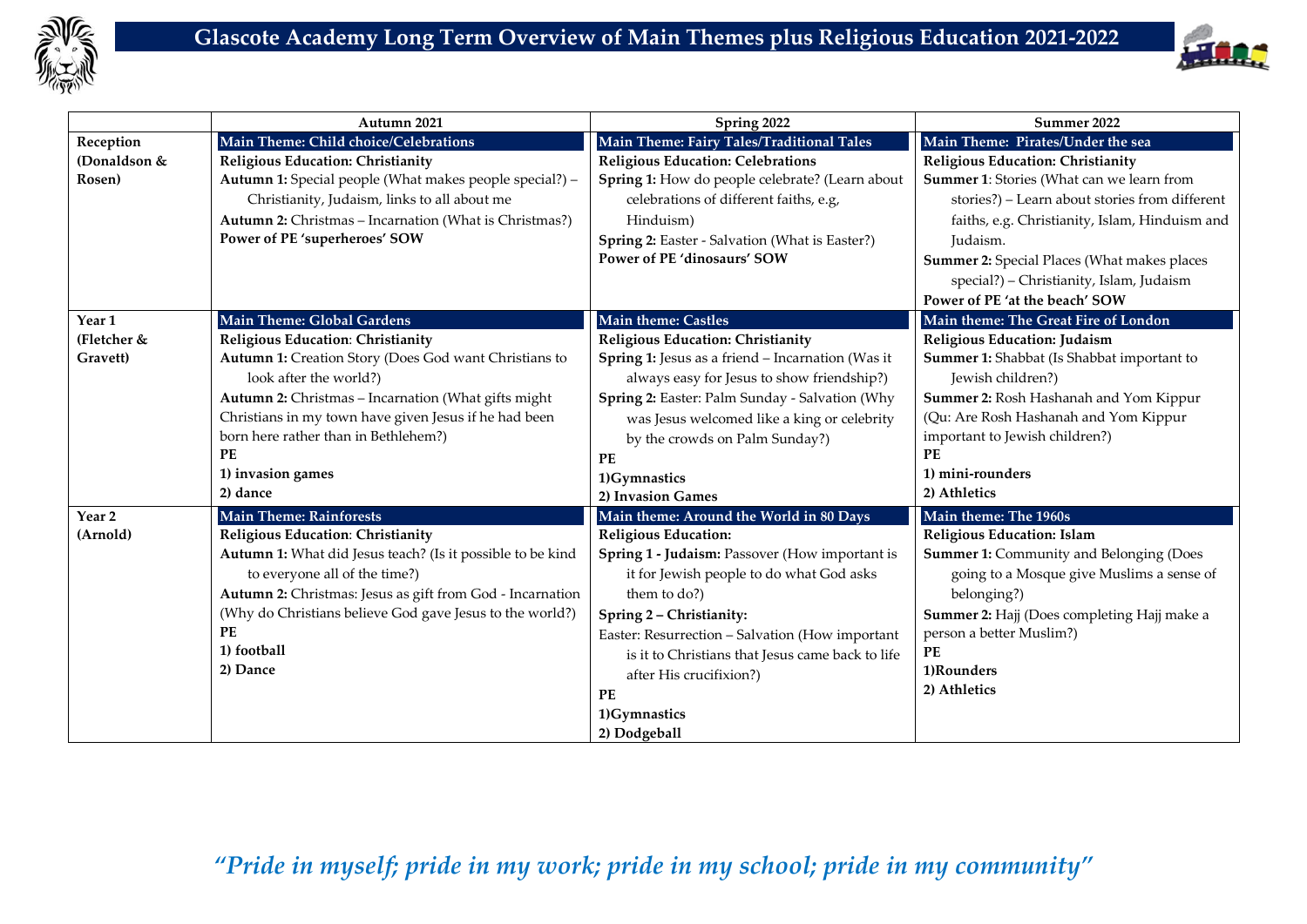# Glascote Academy Long Term Overview of Main Themes plus Religious Education 2021-2022

| | Autumn 2021 | Spring 2022 | Summer 2022 |
|---|---|---|---|
| **Reception (Donaldson & Rosen)** | **Main Theme: Child choice/Celebrations**<br>**Religious Education: Christianity**<br>**Autumn 1:** Special people (What makes people special?) – Christianity, Judaism, links to all about me<br>**Autumn 2:** Christmas – Incarnation (What is Christmas?)<br>**Power of PE 'superheroes' SOW** | **Main Theme: Fairy Tales/Traditional Tales**<br>**Religious Education: Celebrations**<br>**Spring 1:** How do people celebrate? (Learn about celebrations of different faiths, e.g, Hinduism)<br>**Spring 2:** Easter - Salvation (What is Easter?)<br>**Power of PE 'dinosaurs' SOW** | **Main Theme: Pirates/Under the sea**<br>**Religious Education: Christianity**<br>**Summer 1**: Stories (What can we learn from stories?) – Learn about stories from different faiths, e.g. Christianity, Islam, Hinduism and Judaism.<br>**Summer 2:** Special Places (What makes places special?) – Christianity, Islam, Judaism<br>**Power of PE 'at the beach' SOW** |
| **Year 1 (Fletcher & Gravett)** | **Main Theme: Global Gardens**<br>**Religious Education**: **Christianity**<br>**Autumn 1:** Creation Story (Does God want Christians to look after the world?)<br>**Autumn 2:** Christmas – Incarnation (What gifts might Christians in my town have given Jesus if he had been born here rather than in Bethlehem?)<br>**PE**<br>**1) invasion games**<br>**2) dance** | **Main theme: Castles**<br>**Religious Education: Christianity**<br>**Spring 1:** Jesus as a friend – Incarnation (Was it always easy for Jesus to show friendship?)<br>**Spring 2:** Easter: Palm Sunday - Salvation (Why was Jesus welcomed like a king or celebrity by the crowds on Palm Sunday?)<br>**PE**<br>**1)Gymnastics**<br>**2) Invasion Games** | **Main theme: The Great Fire of London**<br>**Religious Education: Judaism**<br>**Summer 1:** Shabbat (Is Shabbat important to Jewish children?)<br>**Summer 2:** Rosh Hashanah and Yom Kippur (Qu: Are Rosh Hashanah and Yom Kippur important to Jewish children?)<br>**PE**<br>**1) mini-rounders**<br>**2) Athletics** |
| **Year 2 (Arnold)** | **Main Theme: Rainforests**<br>**Religious Education**: **Christianity**<br>**Autumn 1:** What did Jesus teach? (Is it possible to be kind to everyone all of the time?)<br>**Autumn 2:** Christmas: Jesus as gift from God - Incarnation (Why do Christians believe God gave Jesus to the world?)<br>**PE**<br>**1) football**<br>**2) Dance** | **Main theme: Around the World in 80 Days**<br>**Religious Education:**<br>**Spring 1 - Judaism:** Passover (How important is it for Jewish people to do what God asks them to do?)<br>**Spring 2 – Christianity:**<br>Easter: Resurrection – Salvation (How important is it to Christians that Jesus came back to life after His crucifixion?)<br>**PE**<br>**1)Gymnastics**<br>**2) Dodgeball** | **Main theme: The 1960s**<br>**Religious Education: Islam**<br>**Summer 1:** Community and Belonging (Does going to a Mosque give Muslims a sense of belonging?)<br>**Summer 2:** Hajj (Does completing Hajj make a person a better Muslim?)<br>**PE**<br>**1)Rounders**<br>**2) Athletics** |

*"Pride in myself; pride in my work; pride in my school; pride in my community"*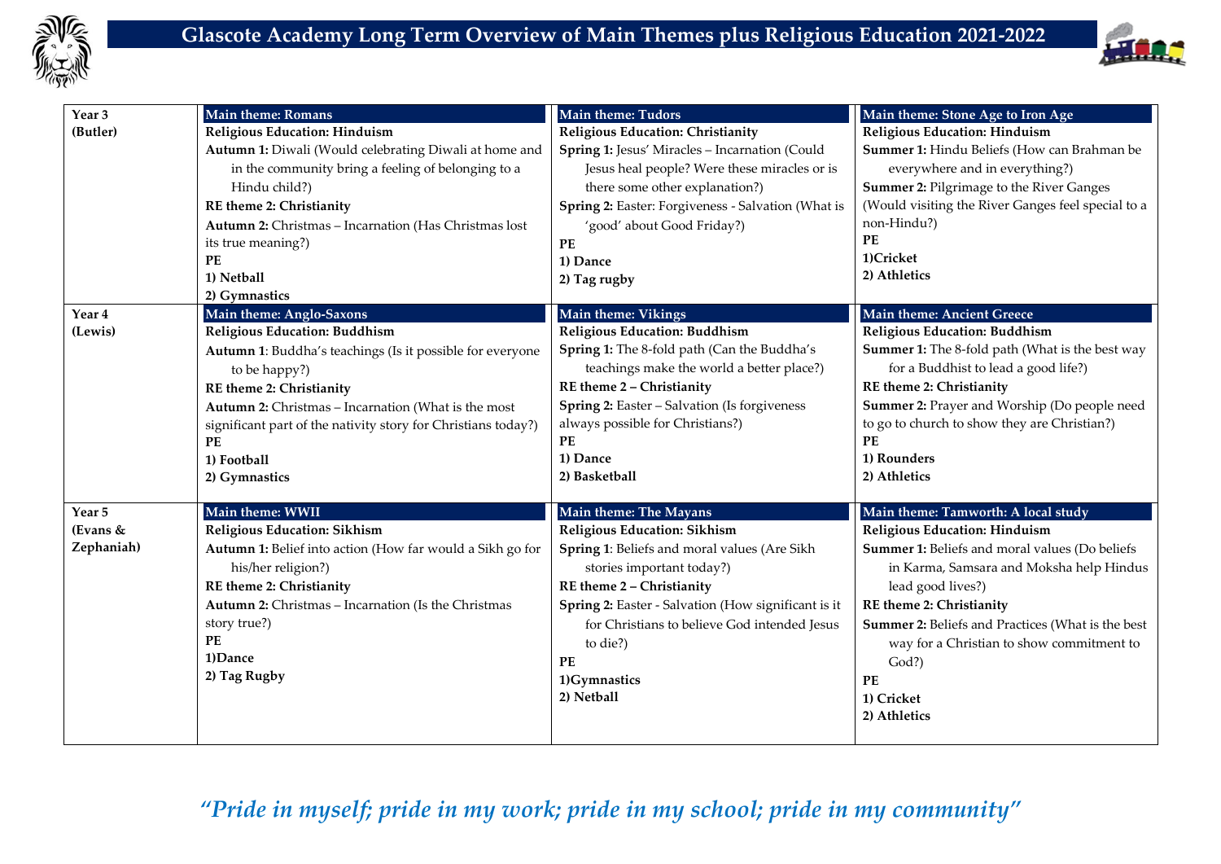# Glascote Academy Long Term Overview of Main Themes plus Religious Education 2021-2022

| Year | Autumn | Spring | Summer |
|---|---|---|---|
| **Year 3 (Butler)** | **Main theme: Romans**<br>**Religious Education: Hinduism**<br>**Autumn 1:** Diwali (Would celebrating Diwali at home and in the community bring a feeling of belonging to a Hindu child?)<br>**RE theme 2: Christianity**<br>**Autumn 2:** Christmas – Incarnation (Has Christmas lost its true meaning?)<br>**PE**<br>**1) Netball**<br>**2) Gymnastics** | **Main theme: Tudors**<br>**Religious Education: Christianity**<br>**Spring 1:** Jesus' Miracles – Incarnation (Could Jesus heal people? Were these miracles or is there some other explanation?)<br>**Spring 2:** Easter: Forgiveness - Salvation (What is 'good' about Good Friday?)<br>**PE**<br>**1) Dance**<br>**2) Tag rugby** | **Main theme: Stone Age to Iron Age**<br>**Religious Education: Hinduism**<br>**Summer 1:** Hindu Beliefs (How can Brahman be everywhere and in everything?)<br>**Summer 2:** Pilgrimage to the River Ganges (Would visiting the River Ganges feel special to a non-Hindu?)<br>**PE**<br>**1)Cricket**<br>**2) Athletics** |
| **Year 4 (Lewis)** | **Main theme: Anglo-Saxons**<br>**Religious Education: Buddhism**<br>**Autumn 1**: Buddha's teachings (Is it possible for everyone to be happy?)<br>**RE theme 2: Christianity**<br>**Autumn 2:** Christmas – Incarnation (What is the most significant part of the nativity story for Christians today?)<br>**PE**<br>**1) Football**<br>**2) Gymnastics** | **Main theme: Vikings**<br>**Religious Education: Buddhism**<br>**Spring 1:** The 8-fold path (Can the Buddha's teachings make the world a better place?)<br>**RE theme 2 – Christianity**<br>**Spring 2:** Easter – Salvation (Is forgiveness always possible for Christians?)<br>**PE**<br>**1) Dance**<br>**2) Basketball** | **Main theme: Ancient Greece**<br>**Religious Education: Buddhism**<br>**Summer 1:** The 8-fold path (What is the best way for a Buddhist to lead a good life?)<br>**RE theme 2: Christianity**<br>**Summer 2:** Prayer and Worship (Do people need to go to church to show they are Christian?)<br>**PE**<br>**1) Rounders**<br>**2) Athletics** |
| **Year 5 (Evans & Zephaniah)** | **Main theme: WWII**<br>**Religious Education: Sikhism**<br>**Autumn 1:** Belief into action (How far would a Sikh go for his/her religion?)<br>**RE theme 2: Christianity**<br>**Autumn 2:** Christmas – Incarnation (Is the Christmas story true?)<br>**PE**<br>**1)Dance**<br>**2) Tag Rugby** | **Main theme: The Mayans**<br>**Religious Education: Sikhism**<br>**Spring 1**: Beliefs and moral values (Are Sikh stories important today?)<br>**RE theme 2 – Christianity**<br>**Spring 2:** Easter - Salvation (How significant is it for Christians to believe God intended Jesus to die?)<br>**PE**<br>**1)Gymnastics**<br>**2) Netball** | **Main theme: Tamworth: A local study**<br>**Religious Education: Hinduism**<br>**Summer 1:** Beliefs and moral values (Do beliefs in Karma, Samsara and Moksha help Hindus lead good lives?)<br>**RE theme 2: Christianity**<br>**Summer 2:** Beliefs and Practices (What is the best way for a Christian to show commitment to God?)<br>**PE**<br>**1) Cricket**<br>**2) Athletics** |

*"Pride in myself; pride in my work; pride in my school; pride in my community"*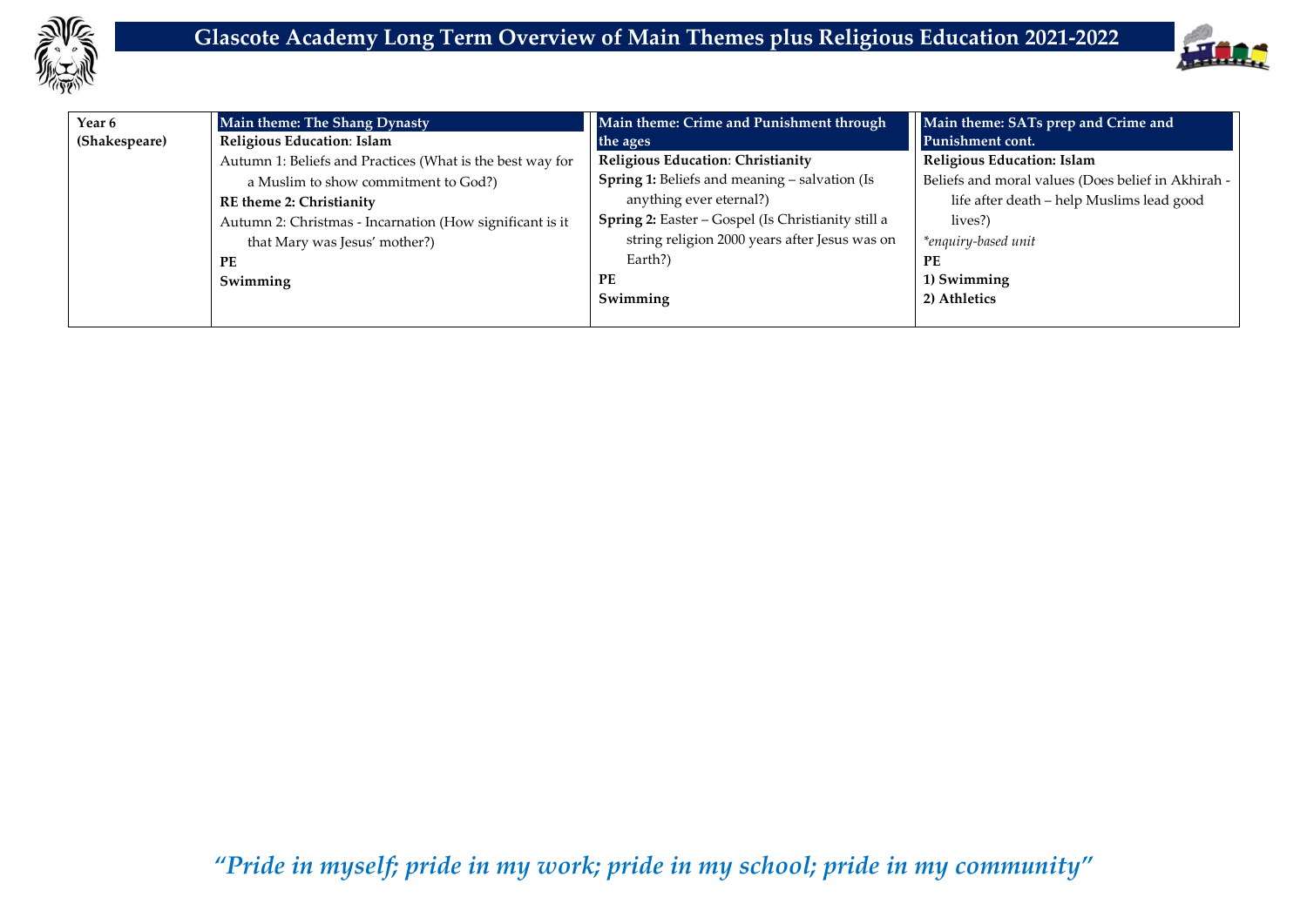# Glascote Academy Long Term Overview of Main Themes plus Religious Education 2021-2022

| | | | |
|---|---|---|---|
| **Year 6 (Shakespeare)** | **Main theme: The Shang Dynasty**<br>**Religious Education**: **Islam**<br>Autumn 1: Beliefs and Practices (What is the best way for a Muslim to show commitment to God?)<br>**RE theme 2: Christianity**<br>Autumn 2: Christmas - Incarnation (How significant is it that Mary was Jesus' mother?)<br>**PE**<br>**Swimming** | **Main theme: Crime and Punishment through the ages**<br>**Religious Education**: **Christianity**<br>**Spring 1:** Beliefs and meaning – salvation (Is anything ever eternal?)<br>**Spring 2:** Easter – Gospel (Is Christianity still a string religion 2000 years after Jesus was on Earth?)<br>**PE**<br>**Swimming** | **Main theme: SATs prep and Crime and Punishment cont.**<br>**Religious Education: Islam**<br>Beliefs and moral values (Does belief in Akhirah - life after death – help Muslims lead good lives?)<br>*\*enquiry-based unit*<br>**PE**<br>**1) Swimming**<br>**2) Athletics** |

*"Pride in myself; pride in my work; pride in my school; pride in my community"*